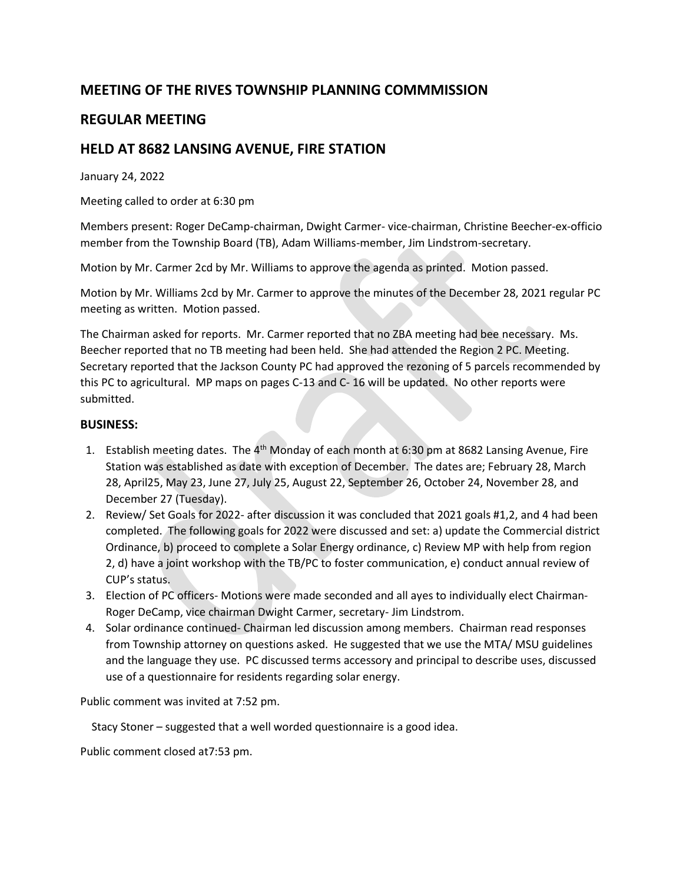## MEETING OF THE RIVES TOWNSHIP PLANNING COMMMISSION

## REGULAR MEETING

## HELD AT 8682 LANSING AVENUE, FIRE STATION

January 24, 2022

Meeting called to order at 6:30 pm

Members present: Roger DeCamp-chairman, Dwight Carmer- vice-chairman, Christine Beecher-ex-officio member from the Township Board (TB), Adam Williams-member, Jim Lindstrom-secretary.

Motion by Mr. Carmer 2cd by Mr. Williams to approve the agenda as printed. Motion passed.

Motion by Mr. Williams 2cd by Mr. Carmer to approve the minutes of the December 28, 2021 regular PC meeting as written. Motion passed.

The Chairman asked for reports. Mr. Carmer reported that no ZBA meeting had bee necessary. Ms. Beecher reported that no TB meeting had been held. She had attended the Region 2 PC. Meeting. Secretary reported that the Jackson County PC had approved the rezoning of 5 parcels recommended by this PC to agricultural. MP maps on pages C-13 and C- 16 will be updated. No other reports were submitted.

### BUSINESS:

1. Establish meeting dates. The 4th Monday of each month at 6:30 pm at 8682 Lansing Avenue, Fire Station was established as date with exception of December. The dates are; February 28, March 28, April25, May 23, June 27, July 25, August 22, September 26, October 24, November 28, and December 27 (Tuesday).
2. Review/ Set Goals for 2022- after discussion it was concluded that 2021 goals #1,2, and 4 had been completed. The following goals for 2022 were discussed and set: a) update the Commercial district Ordinance, b) proceed to complete a Solar Energy ordinance, c) Review MP with help from region 2, d) have a joint workshop with the TB/PC to foster communication, e) conduct annual review of CUP's status.
3. Election of PC officers- Motions were made seconded and all ayes to individually elect Chairman-Roger DeCamp, vice chairman Dwight Carmer, secretary- Jim Lindstrom.
4. Solar ordinance continued- Chairman led discussion among members. Chairman read responses from Township attorney on questions asked. He suggested that we use the MTA/ MSU guidelines and the language they use. PC discussed terms accessory and principal to describe uses, discussed use of a questionnaire for residents regarding solar energy.

Public comment was invited at 7:52 pm.

Stacy Stoner – suggested that a well worded questionnaire is a good idea.

Public comment closed at7:53 pm.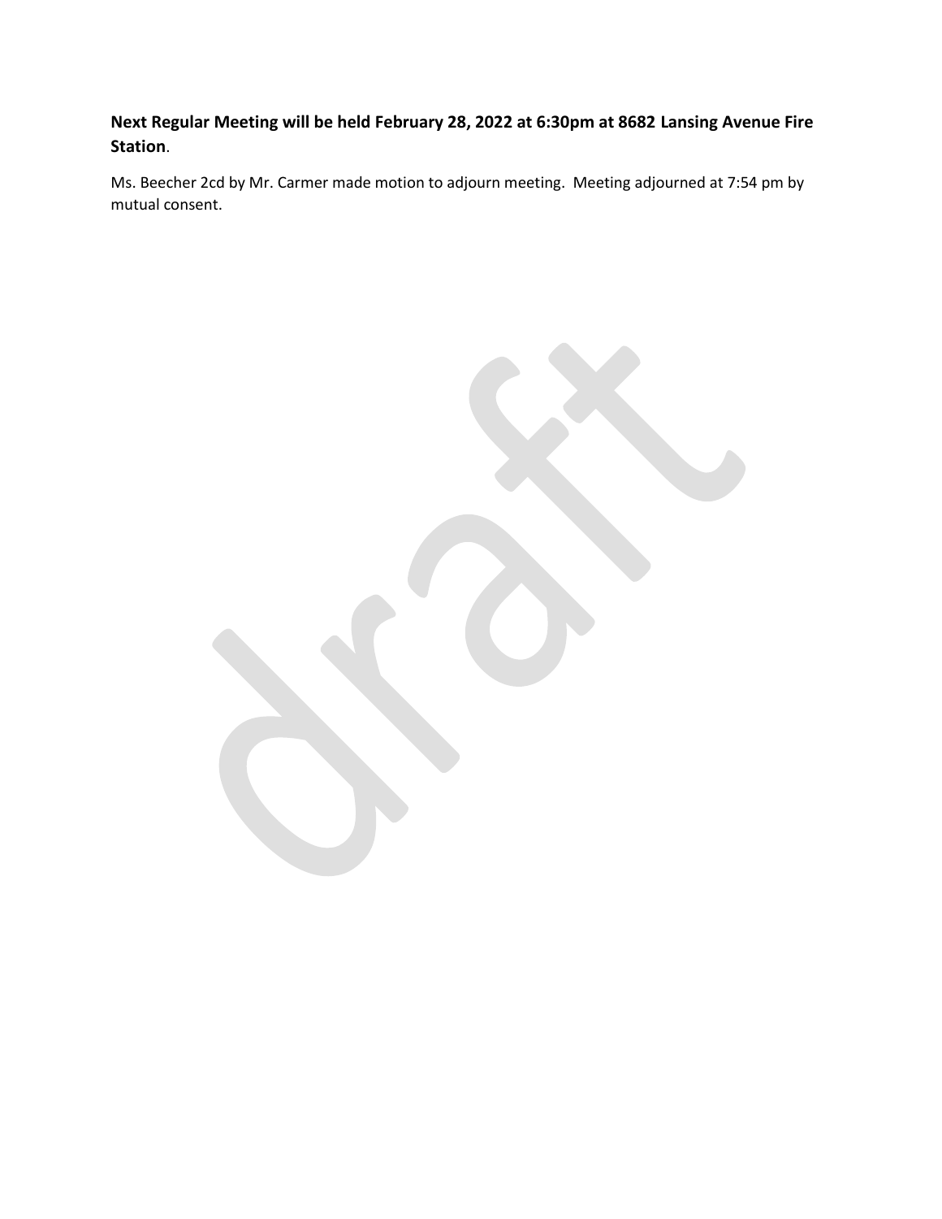**Next Regular Meeting will be held February 28, 2022 at 6:30pm at 8682 Lansing Avenue Fire Station**.

Ms. Beecher 2cd by Mr. Carmer made motion to adjourn meeting. Meeting adjourned at 7:54 pm by mutual consent.